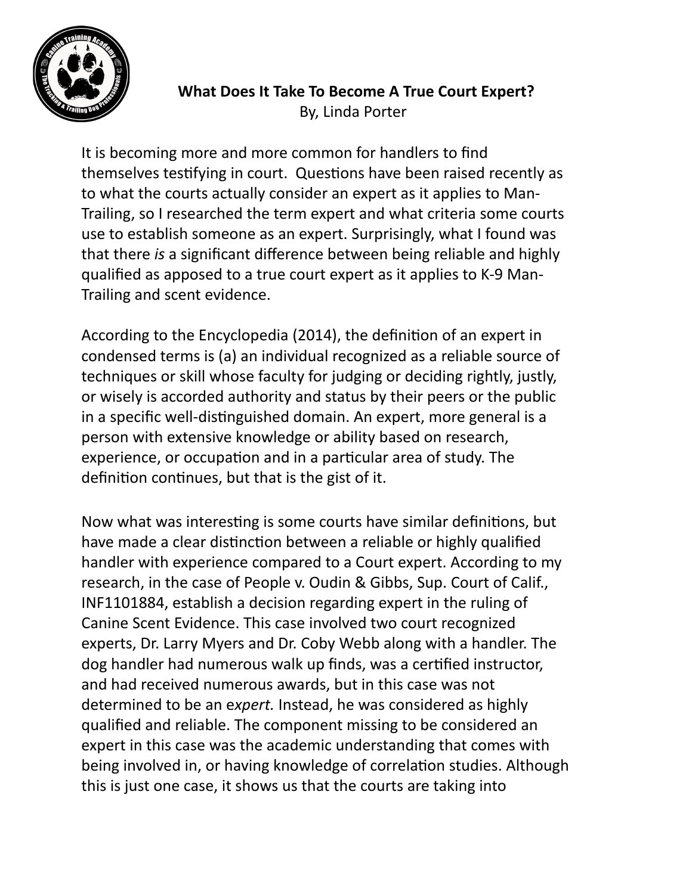**What Does It Take To Become A True Court Expert?**
By, Linda Porter

It is becoming more and more common for handlers to find themselves testifying in court.  Questions have been raised recently as to what the courts actually consider an expert as it applies to Man-Trailing, so I researched the term expert and what criteria some courts use to establish someone as an expert. Surprisingly, what I found was that there *is* a significant difference between being reliable and highly qualified as apposed to a true court expert as it applies to K-9 Man-Trailing and scent evidence.

According to the Encyclopedia (2014), the definition of an expert in condensed terms is (a) an individual recognized as a reliable source of techniques or skill whose faculty for judging or deciding rightly, justly, or wisely is accorded authority and status by their peers or the public in a specific well-distinguished domain. An expert, more general is a person with extensive knowledge or ability based on research, experience, or occupation and in a particular area of study. The definition continues, but that is the gist of it.

Now what was interesting is some courts have similar definitions, but have made a clear distinction between a reliable or highly qualified handler with experience compared to a Court expert. According to my research, in the case of People v. Oudin & Gibbs, Sup. Court of Calif., INF1101884, establish a decision regarding expert in the ruling of Canine Scent Evidence. This case involved two court recognized experts, Dr. Larry Myers and Dr. Coby Webb along with a handler. The dog handler had numerous walk up finds, was a certified instructor, and had received numerous awards, but in this case was not determined to be an e*xpert.* Instead, he was considered as highly qualified and reliable. The component missing to be considered an expert in this case was the academic understanding that comes with being involved in, or having knowledge of correlation studies. Although this is just one case, it shows us that the courts are taking into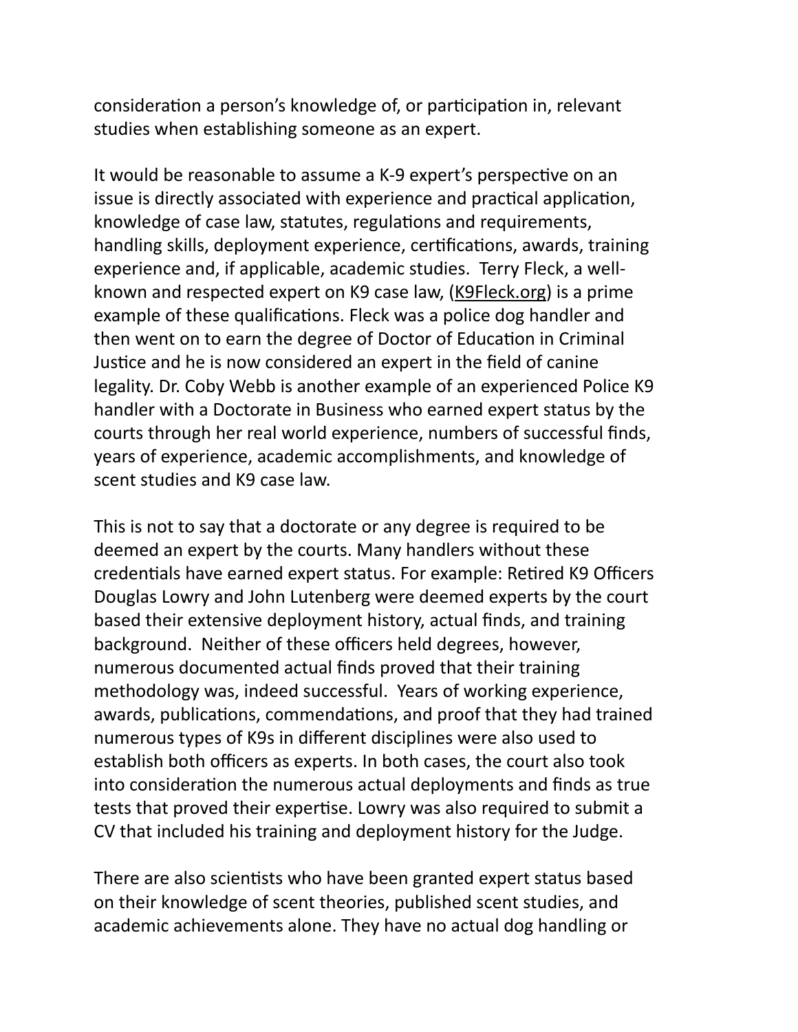consideration a person's knowledge of, or participation in, relevant studies when establishing someone as an expert.

It would be reasonable to assume a K-9 expert's perspective on an issue is directly associated with experience and practical application, knowledge of case law, statutes, regulations and requirements, handling skills, deployment experience, certifications, awards, training experience and, if applicable, academic studies. Terry Fleck, a well-known and respected expert on K9 case law, (K9Fleck.org) is a prime example of these qualifications. Fleck was a police dog handler and then went on to earn the degree of Doctor of Education in Criminal Justice and he is now considered an expert in the field of canine legality. Dr. Coby Webb is another example of an experienced Police K9 handler with a Doctorate in Business who earned expert status by the courts through her real world experience, numbers of successful finds, years of experience, academic accomplishments, and knowledge of scent studies and K9 case law.

This is not to say that a doctorate or any degree is required to be deemed an expert by the courts. Many handlers without these credentials have earned expert status. For example: Retired K9 Officers Douglas Lowry and John Lutenberg were deemed experts by the court based their extensive deployment history, actual finds, and training background. Neither of these officers held degrees, however, numerous documented actual finds proved that their training methodology was, indeed successful. Years of working experience, awards, publications, commendations, and proof that they had trained numerous types of K9s in different disciplines were also used to establish both officers as experts. In both cases, the court also took into consideration the numerous actual deployments and finds as true tests that proved their expertise. Lowry was also required to submit a CV that included his training and deployment history for the Judge.

There are also scientists who have been granted expert status based on their knowledge of scent theories, published scent studies, and academic achievements alone. They have no actual dog handling or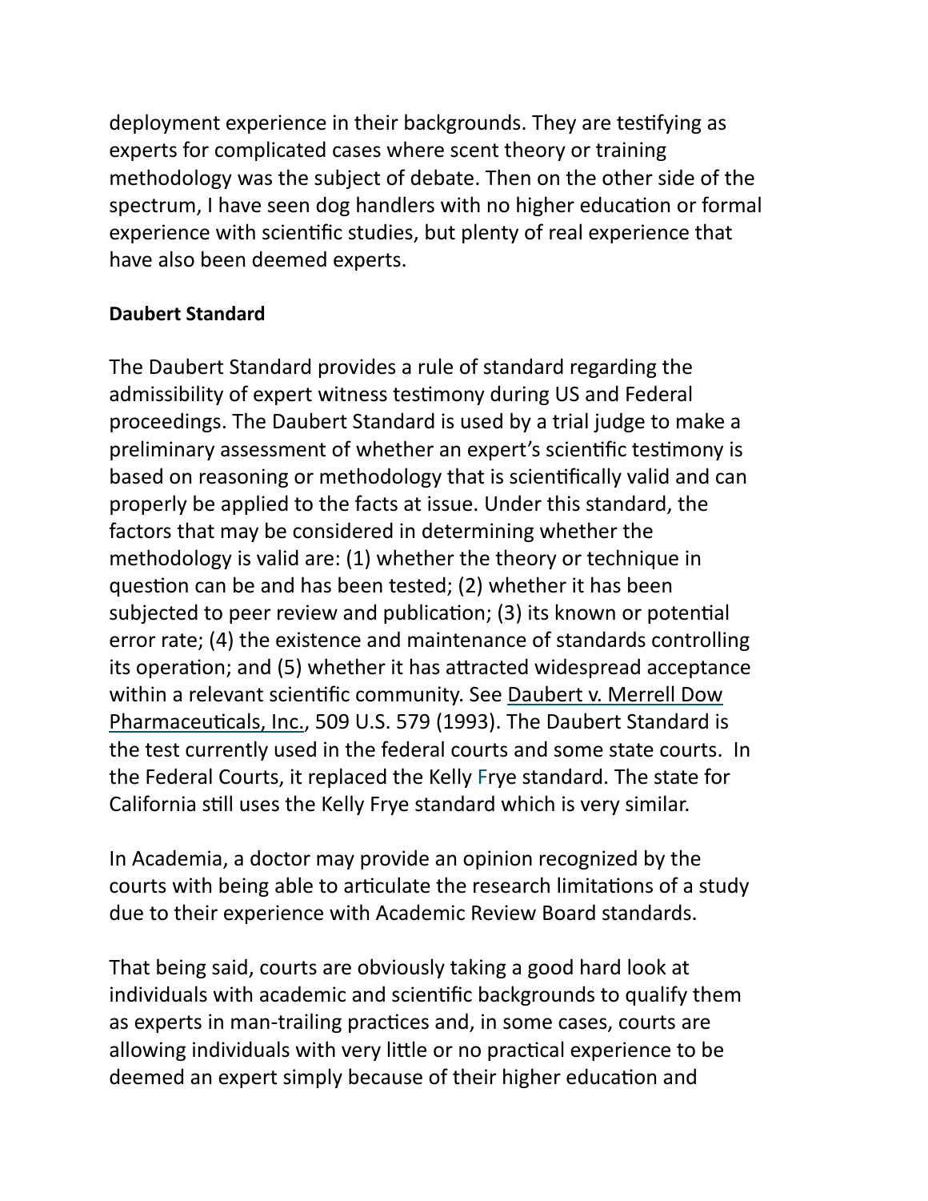deployment experience in their backgrounds. They are testifying as experts for complicated cases where scent theory or training methodology was the subject of debate. Then on the other side of the spectrum, I have seen dog handlers with no higher education or formal experience with scientific studies, but plenty of real experience that have also been deemed experts.

**Daubert Standard**

The Daubert Standard provides a rule of standard regarding the admissibility of expert witness testimony during US and Federal proceedings. The Daubert Standard is used by a trial judge to make a preliminary assessment of whether an expert's scientific testimony is based on reasoning or methodology that is scientifically valid and can properly be applied to the facts at issue. Under this standard, the factors that may be considered in determining whether the methodology is valid are: (1) whether the theory or technique in question can be and has been tested; (2) whether it has been subjected to peer review and publication; (3) its known or potential error rate; (4) the existence and maintenance of standards controlling its operation; and (5) whether it has attracted widespread acceptance within a relevant scientific community. See Daubert v. Merrell Dow Pharmaceuticals, Inc., 509 U.S. 579 (1993). The Daubert Standard is the test currently used in the federal courts and some state courts. In the Federal Courts, it replaced the Kelly Frye standard. The state for California still uses the Kelly Frye standard which is very similar.

In Academia, a doctor may provide an opinion recognized by the courts with being able to articulate the research limitations of a study due to their experience with Academic Review Board standards.

That being said, courts are obviously taking a good hard look at individuals with academic and scientific backgrounds to qualify them as experts in man-trailing practices and, in some cases, courts are allowing individuals with very little or no practical experience to be deemed an expert simply because of their higher education and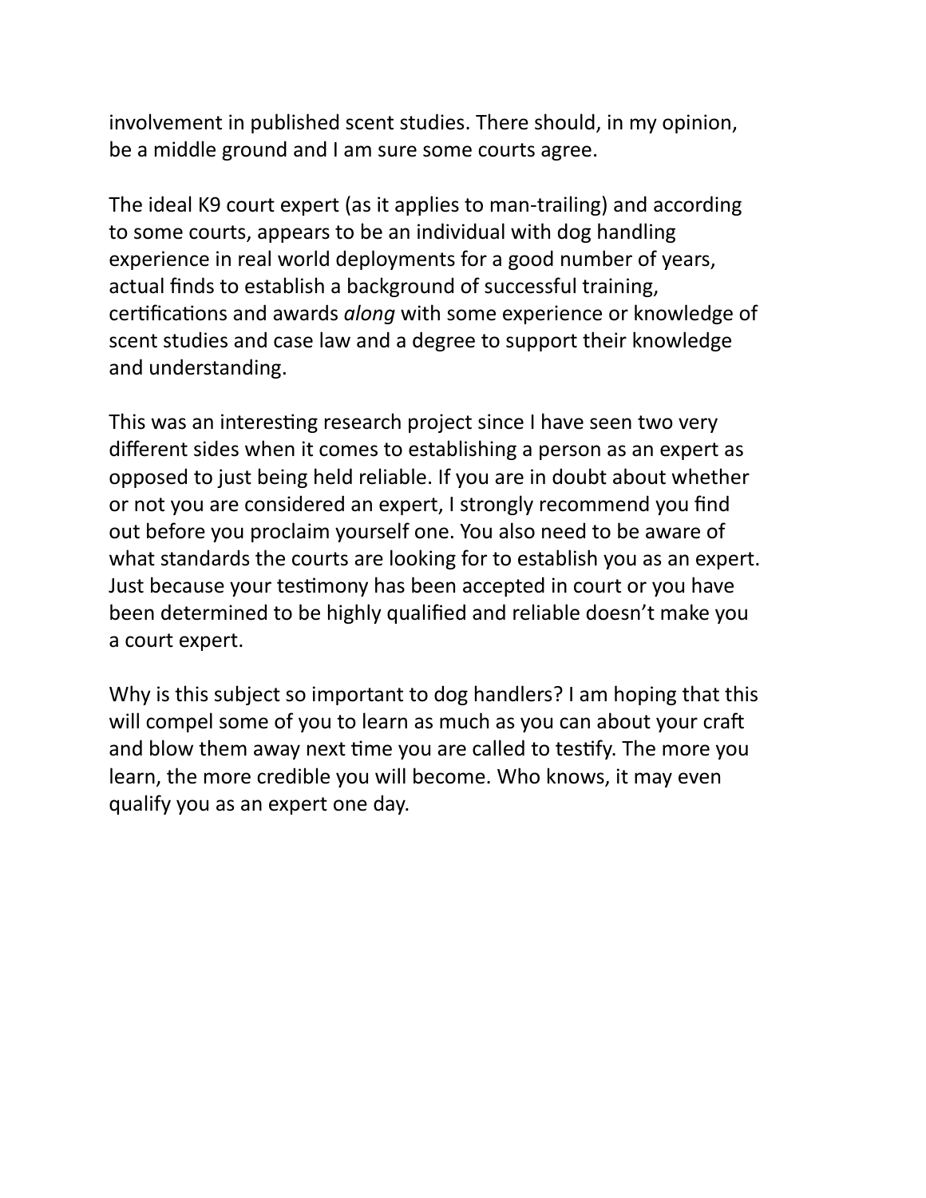involvement in published scent studies. There should, in my opinion, be a middle ground and I am sure some courts agree.

The ideal K9 court expert (as it applies to man-trailing) and according to some courts, appears to be an individual with dog handling experience in real world deployments for a good number of years, actual finds to establish a background of successful training, certifications and awards *along* with some experience or knowledge of scent studies and case law and a degree to support their knowledge and understanding.

This was an interesting research project since I have seen two very different sides when it comes to establishing a person as an expert as opposed to just being held reliable. If you are in doubt about whether or not you are considered an expert, I strongly recommend you find out before you proclaim yourself one. You also need to be aware of what standards the courts are looking for to establish you as an expert. Just because your testimony has been accepted in court or you have been determined to be highly qualified and reliable doesn't make you a court expert.

Why is this subject so important to dog handlers? I am hoping that this will compel some of you to learn as much as you can about your craft and blow them away next time you are called to testify. The more you learn, the more credible you will become. Who knows, it may even qualify you as an expert one day.